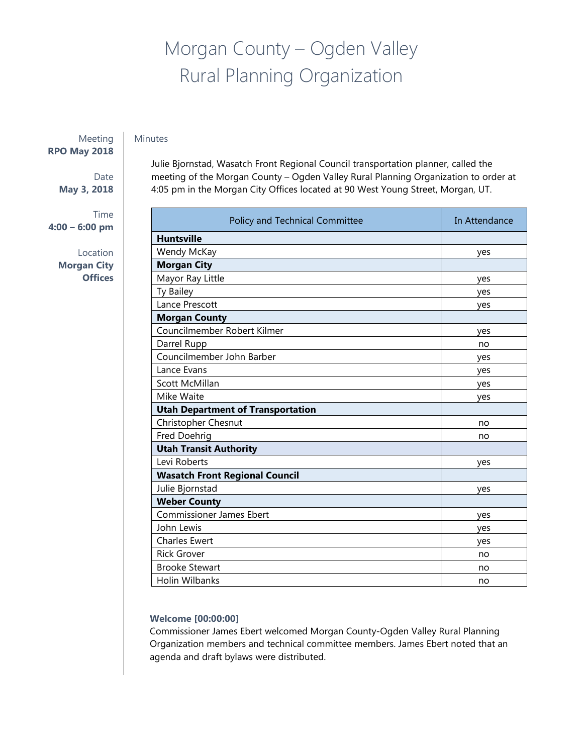# Morgan County – Ogden Valley Rural Planning Organization

Meeting
**RPO May 2018**

Date
**May 3, 2018**

Time
**4:00 – 6:00 pm**

Location
**Morgan City Offices**

Minutes

Julie Bjornstad, Wasatch Front Regional Council transportation planner, called the meeting of the Morgan County – Ogden Valley Rural Planning Organization to order at 4:05 pm in the Morgan City Offices located at 90 West Young Street, Morgan, UT.

| Policy and Technical Committee | In Attendance |
|---|---|
| **Huntsville** | |
| Wendy McKay | yes |
| **Morgan City** | |
| Mayor Ray Little | yes |
| Ty Bailey | yes |
| Lance Prescott | yes |
| **Morgan County** | |
| Councilmember Robert Kilmer | yes |
| Darrel Rupp | no |
| Councilmember John Barber | yes |
| Lance Evans | yes |
| Scott McMillan | yes |
| Mike Waite | yes |
| **Utah Department of Transportation** | |
| Christopher Chesnut | no |
| Fred Doehrig | no |
| **Utah Transit Authority** | |
| Levi Roberts | yes |
| **Wasatch Front Regional Council** | |
| Julie Bjornstad | yes |
| **Weber County** | |
| Commissioner James Ebert | yes |
| John Lewis | yes |
| Charles Ewert | yes |
| Rick Grover | no |
| Brooke Stewart | no |
| Holin Wilbanks | no |

**Welcome [00:00:00]**

Commissioner James Ebert welcomed Morgan County-Ogden Valley Rural Planning Organization members and technical committee members. James Ebert noted that an agenda and draft bylaws were distributed.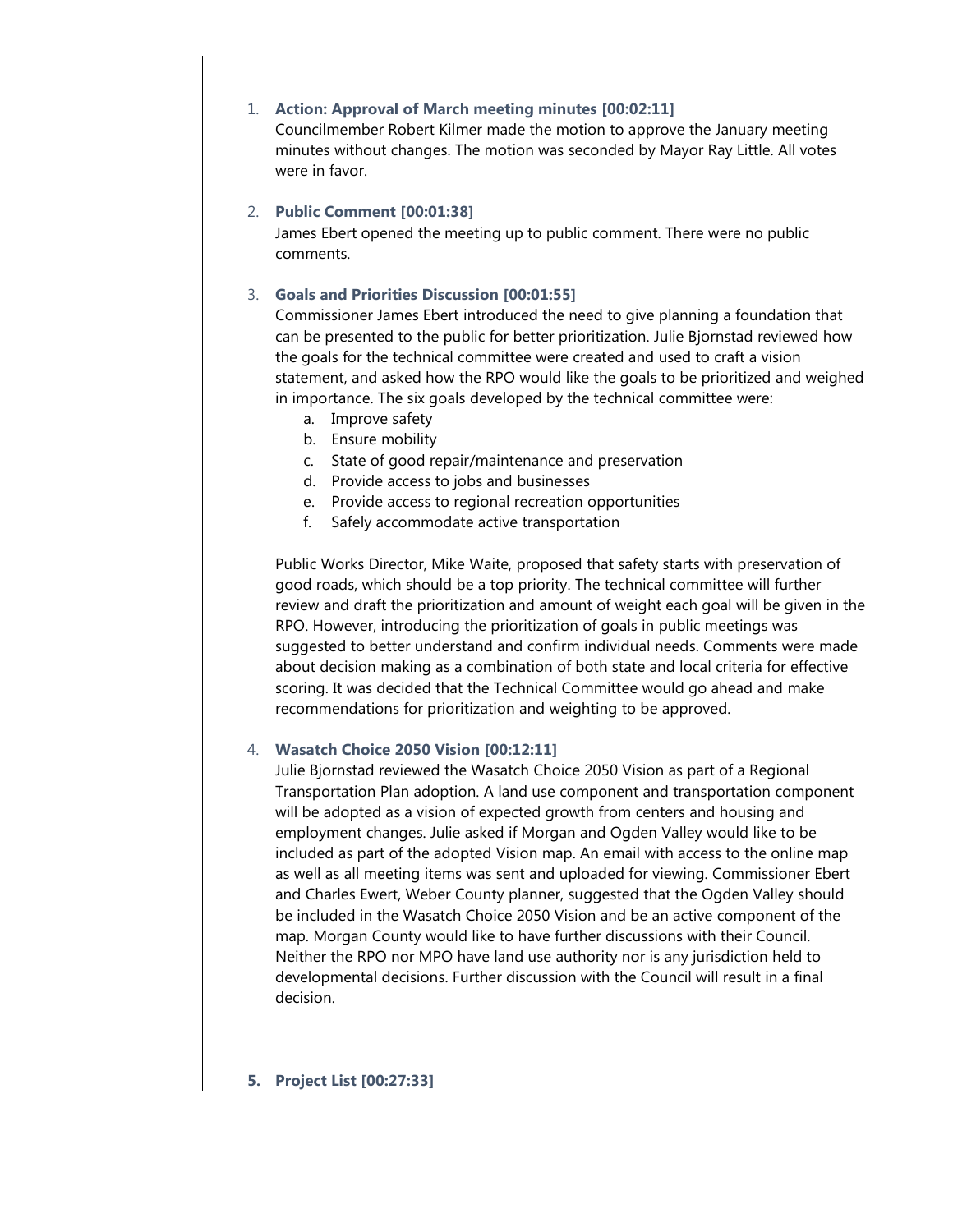1. **Action: Approval of March meeting minutes [00:02:11]**
   Councilmember Robert Kilmer made the motion to approve the January meeting minutes without changes. The motion was seconded by Mayor Ray Little. All votes were in favor.

2. **Public Comment [00:01:38]**
   James Ebert opened the meeting up to public comment. There were no public comments.

3. **Goals and Priorities Discussion [00:01:55]**
   Commissioner James Ebert introduced the need to give planning a foundation that can be presented to the public for better prioritization. Julie Bjornstad reviewed how the goals for the technical committee were created and used to craft a vision statement, and asked how the RPO would like the goals to be prioritized and weighed in importance. The six goals developed by the technical committee were:
   a. Improve safety
   b. Ensure mobility
   c. State of good repair/maintenance and preservation
   d. Provide access to jobs and businesses
   e. Provide access to regional recreation opportunities
   f. Safely accommodate active transportation

   Public Works Director, Mike Waite, proposed that safety starts with preservation of good roads, which should be a top priority. The technical committee will further review and draft the prioritization and amount of weight each goal will be given in the RPO. However, introducing the prioritization of goals in public meetings was suggested to better understand and confirm individual needs. Comments were made about decision making as a combination of both state and local criteria for effective scoring. It was decided that the Technical Committee would go ahead and make recommendations for prioritization and weighting to be approved.

4. **Wasatch Choice 2050 Vision [00:12:11]**
   Julie Bjornstad reviewed the Wasatch Choice 2050 Vision as part of a Regional Transportation Plan adoption. A land use component and transportation component will be adopted as a vision of expected growth from centers and housing and employment changes. Julie asked if Morgan and Ogden Valley would like to be included as part of the adopted Vision map. An email with access to the online map as well as all meeting items was sent and uploaded for viewing. Commissioner Ebert and Charles Ewert, Weber County planner, suggested that the Ogden Valley should be included in the Wasatch Choice 2050 Vision and be an active component of the map. Morgan County would like to have further discussions with their Council. Neither the RPO nor MPO have land use authority nor is any jurisdiction held to developmental decisions. Further discussion with the Council will result in a final decision.

5. **Project List [00:27:33]**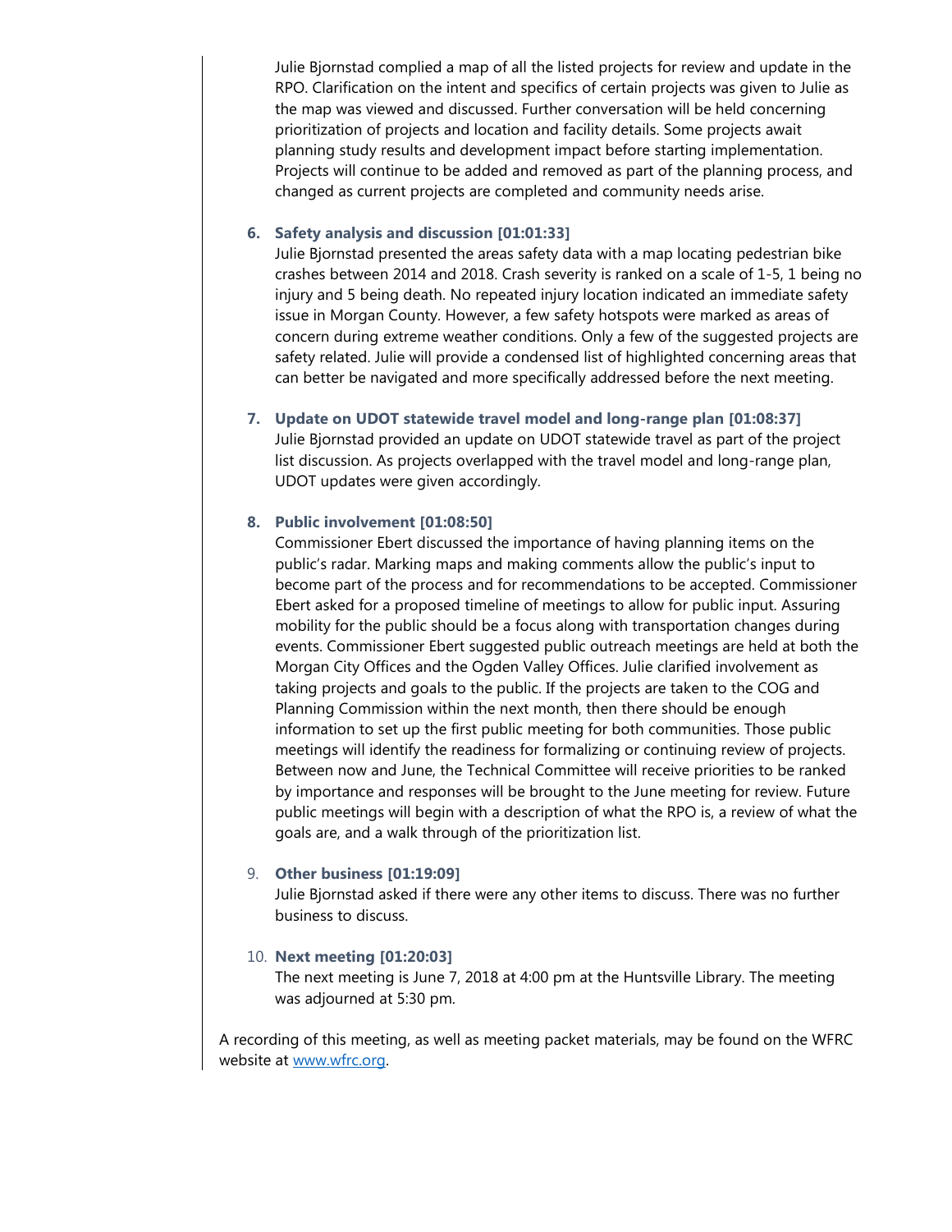Julie Bjornstad complied a map of all the listed projects for review and update in the RPO. Clarification on the intent and specifics of certain projects was given to Julie as the map was viewed and discussed. Further conversation will be held concerning prioritization of projects and location and facility details. Some projects await planning study results and development impact before starting implementation. Projects will continue to be added and removed as part of the planning process, and changed as current projects are completed and community needs arise.

6. **Safety analysis and discussion [01:01:33]**
   Julie Bjornstad presented the areas safety data with a map locating pedestrian bike crashes between 2014 and 2018. Crash severity is ranked on a scale of 1-5, 1 being no injury and 5 being death. No repeated injury location indicated an immediate safety issue in Morgan County. However, a few safety hotspots were marked as areas of concern during extreme weather conditions. Only a few of the suggested projects are safety related. Julie will provide a condensed list of highlighted concerning areas that can better be navigated and more specifically addressed before the next meeting.

7. **Update on UDOT statewide travel model and long-range plan [01:08:37]**
   Julie Bjornstad provided an update on UDOT statewide travel as part of the project list discussion. As projects overlapped with the travel model and long-range plan, UDOT updates were given accordingly.

8. **Public involvement [01:08:50]**
   Commissioner Ebert discussed the importance of having planning items on the public's radar. Marking maps and making comments allow the public's input to become part of the process and for recommendations to be accepted. Commissioner Ebert asked for a proposed timeline of meetings to allow for public input. Assuring mobility for the public should be a focus along with transportation changes during events. Commissioner Ebert suggested public outreach meetings are held at both the Morgan City Offices and the Ogden Valley Offices. Julie clarified involvement as taking projects and goals to the public. If the projects are taken to the COG and Planning Commission within the next month, then there should be enough information to set up the first public meeting for both communities. Those public meetings will identify the readiness for formalizing or continuing review of projects. Between now and June, the Technical Committee will receive priorities to be ranked by importance and responses will be brought to the June meeting for review. Future public meetings will begin with a description of what the RPO is, a review of what the goals are, and a walk through of the prioritization list.

9. **Other business [01:19:09]**
   Julie Bjornstad asked if there were any other items to discuss. There was no further business to discuss.

10. **Next meeting [01:20:03]**
    The next meeting is June 7, 2018 at 4:00 pm at the Huntsville Library. The meeting was adjourned at 5:30 pm.

A recording of this meeting, as well as meeting packet materials, may be found on the WFRC website at www.wfrc.org.